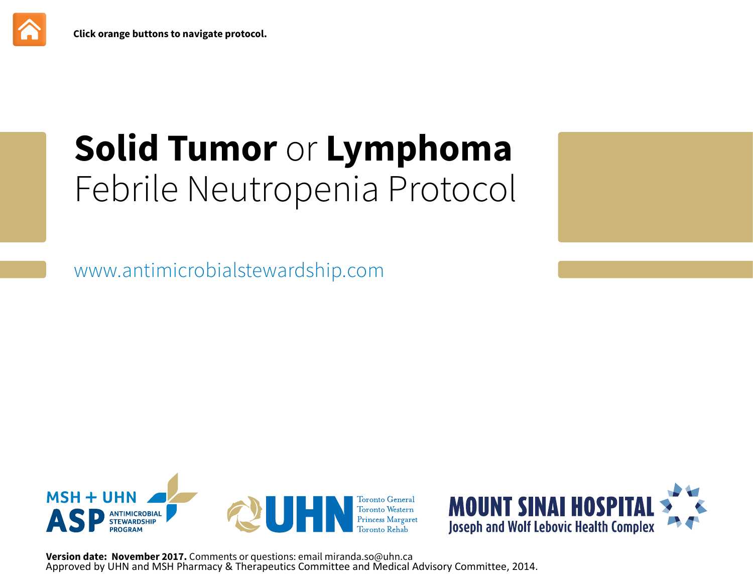Click orange buttons to navigate protocol.

# **Solid Tumor** or **Lymphoma** Febrile Neutropenia Protocol

www.antimicrobialstewardship.com

MSH + UHN ASP ANTIMICROBIAL STEWARDSHIP PROGRAM

UHN Toronto General Toronto Western Princess Margaret Toronto Rehab

MOUNT SINAI HOSPITAL Joseph and Wolf Lebovic Health Complex

**Version date: November 2017.** Comments or questions: email miranda.so@uhn.ca
Approved by UHN and MSH Pharmacy & Therapeutics Committee and Medical Advisory Committee, 2014.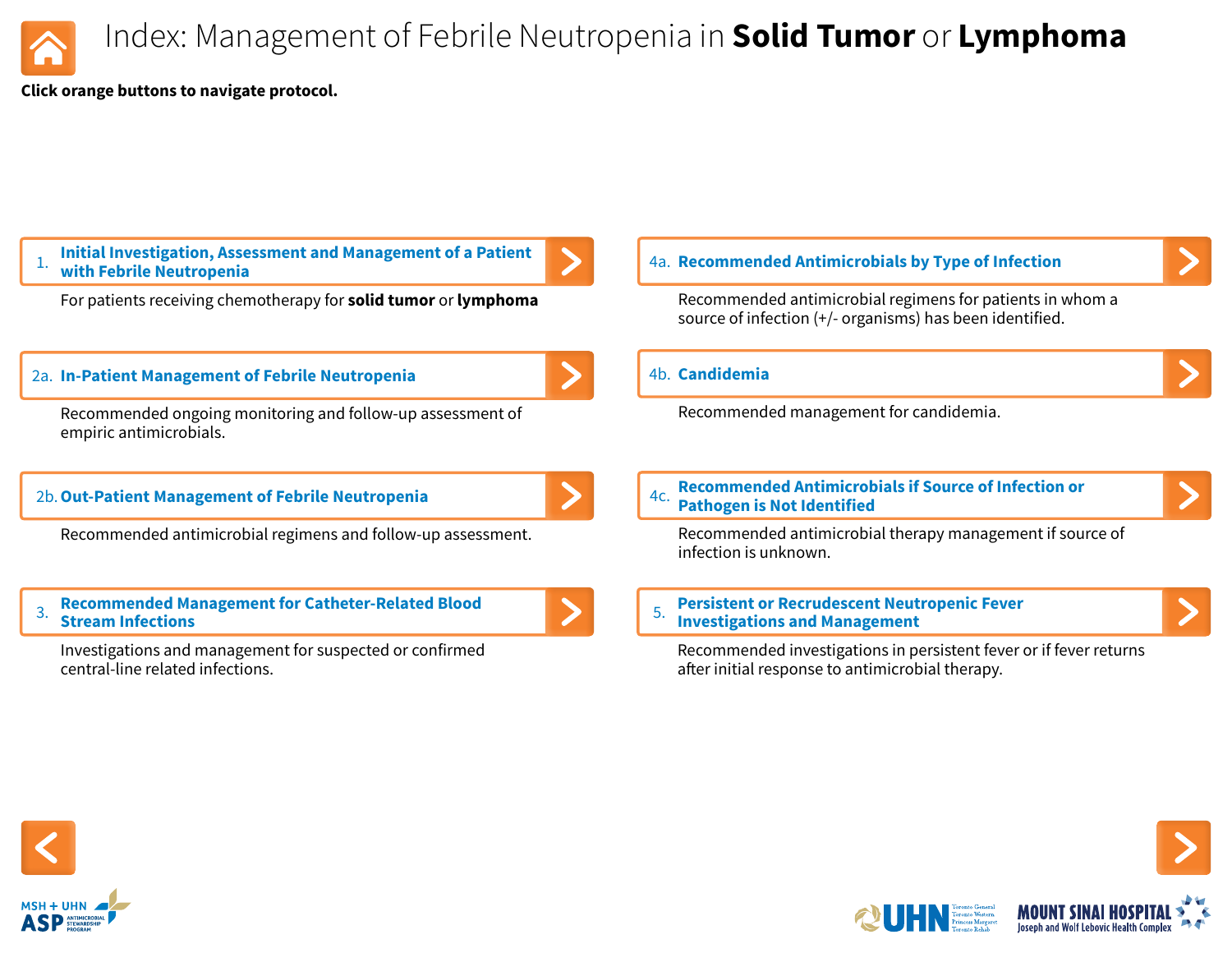# Index: Management of Febrile Neutropenia in **Solid Tumor** or **Lymphoma**

**Click orange buttons to navigate protocol.**

1. **Initial Investigation, Assessment and Management of a Patient with Febrile Neutropenia**

   For patients receiving chemotherapy for **solid tumor** or **lymphoma**

2a. **In-Patient Management of Febrile Neutropenia**

   Recommended ongoing monitoring and follow-up assessment of empiric antimicrobials.

2b. **Out-Patient Management of Febrile Neutropenia**

   Recommended antimicrobial regimens and follow-up assessment.

3. **Recommended Management for Catheter-Related Blood Stream Infections**

   Investigations and management for suspected or confirmed central-line related infections.

4a. **Recommended Antimicrobials by Type of Infection**

   Recommended antimicrobial regimens for patients in whom a source of infection (+/- organisms) has been identified.

4b. **Candidemia**

   Recommended management for candidemia.

4c. **Recommended Antimicrobials if Source of Infection or Pathogen is Not Identified**

   Recommended antimicrobial therapy management if source of infection is unknown.

5. **Persistent or Recrudescent Neutropenic Fever Investigations and Management**

   Recommended investigations in persistent fever or if fever returns after initial response to antimicrobial therapy.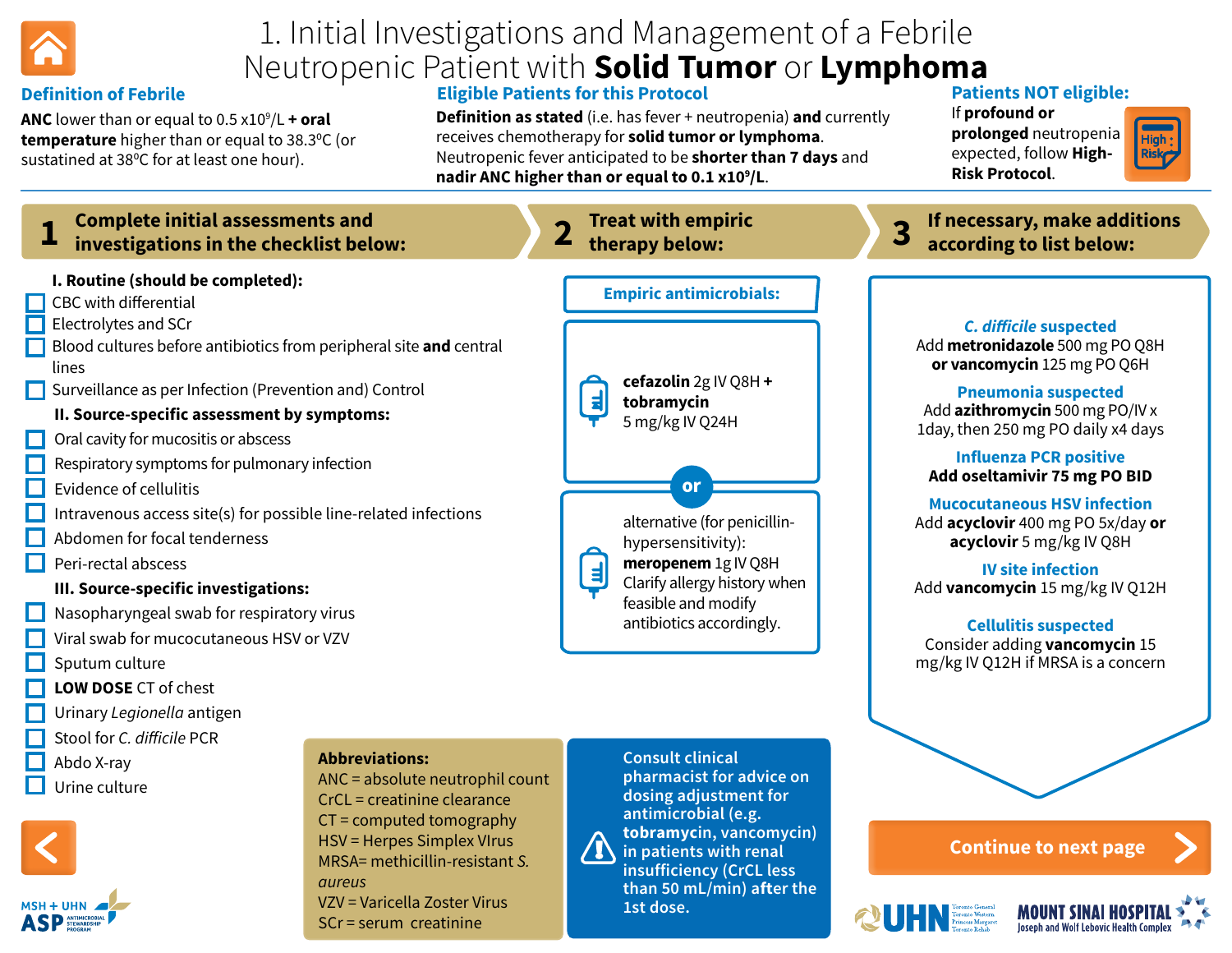# 1. Initial Investigations and Management of a Febrile Neutropenic Patient with **Solid Tumor** or **Lymphoma**

## Definition of Febrile

**ANC** lower than or equal to 0.5 x10$^9$/L **+ oral temperature** higher than or equal to 38.3$^0$C (or sustained at 38$^0$C for at least one hour).

## Eligible Patients for this Protocol

**Definition as stated** (i.e. has fever + neutropenia) **and** currently receives chemotherapy for **solid tumor or lymphoma**. Neutropenic fever anticipated to be **shorter than 7 days** and **nadir ANC higher than or equal to 0.1 x10$^9$/L**.

## Patients NOT eligible:

If **profound or prolonged** neutropenia expected, follow **High-Risk Protocol**.

High Risk

---

## 1 Complete initial assessments and investigations in the checklist below:

**I. Routine (should be completed):**

- ☐ CBC with differential
- ☐ Electrolytes and SCr
- ☐ Blood cultures before antibiotics from peripheral site **and** central lines
- ☐ Surveillance as per Infection (Prevention and) Control

**II. Source-specific assessment by symptoms:**

- ☐ Oral cavity for mucositis or abscess
- ☐ Respiratory symptoms for pulmonary infection
- ☐ Evidence of cellulitis
- ☐ Intravenous access site(s) for possible line-related infections
- ☐ Abdomen for focal tenderness
- ☐ Peri-rectal abscess

**III. Source-specific investigations:**

- ☐ Nasopharyngeal swab for respiratory virus
- ☐ Viral swab for mucocutaneous HSV or VZV
- ☐ Sputum culture
- ☐ **LOW DOSE** CT of chest
- ☐ Urinary *Legionella* antigen
- ☐ Stool for *C. difficile* PCR
- ☐ Abdo X-ray
- ☐ Urine culture

## 2 Treat with empiric therapy below:

**Empiric antimicrobials:**

**cefazolin** 2g IV Q8H **+ tobramycin** 5 mg/kg IV Q24H

**or**

alternative (for penicillin-hypersensitivity): **meropenem** 1g IV Q8H
Clarify allergy history when feasible and modify antibiotics accordingly.

## 3 If necessary, make additions according to list below:

***C. difficile* suspected**
Add **metronidazole** 500 mg PO Q8H **or vancomycin** 125 mg PO Q6H

**Pneumonia suspected**
Add **azithromycin** 500 mg PO/IV x 1day, then 250 mg PO daily x4 days

**Influenza PCR positive**
**Add oseltamivir 75 mg PO BID**

**Mucocutaneous HSV infection**
Add **acyclovir** 400 mg PO 5x/day **or acyclovir** 5 mg/kg IV Q8H

**IV site infection**
Add **vancomycin** 15 mg/kg IV Q12H

**Cellulitis suspected**
Consider adding **vancomycin** 15 mg/kg IV Q12H if MRSA is a concern

---

**Abbreviations:**
ANC = absolute neutrophil count
CrCL = creatinine clearance
CT = computed tomography
HSV = Herpes Simplex VIrus
MRSA= methicillin-resistant *S. aureus*
VZV = Varicella Zoster Virus
SCr = serum creatinine

**Consult clinical pharmacist for advice on dosing adjustment for antimicrobial (e.g. tobramycin, vancomycin) in patients with renal insufficiency (CrCL less than 50 mL/min) after the 1st dose.**

**Continue to next page**

MSH + UHN ASP Antimicrobial Stewardship Program

UHN Toronto General, Toronto Western, Princess Margaret, Toronto Rehab

MOUNT SINAI HOSPITAL Joseph and Wolf Lebovic Health Complex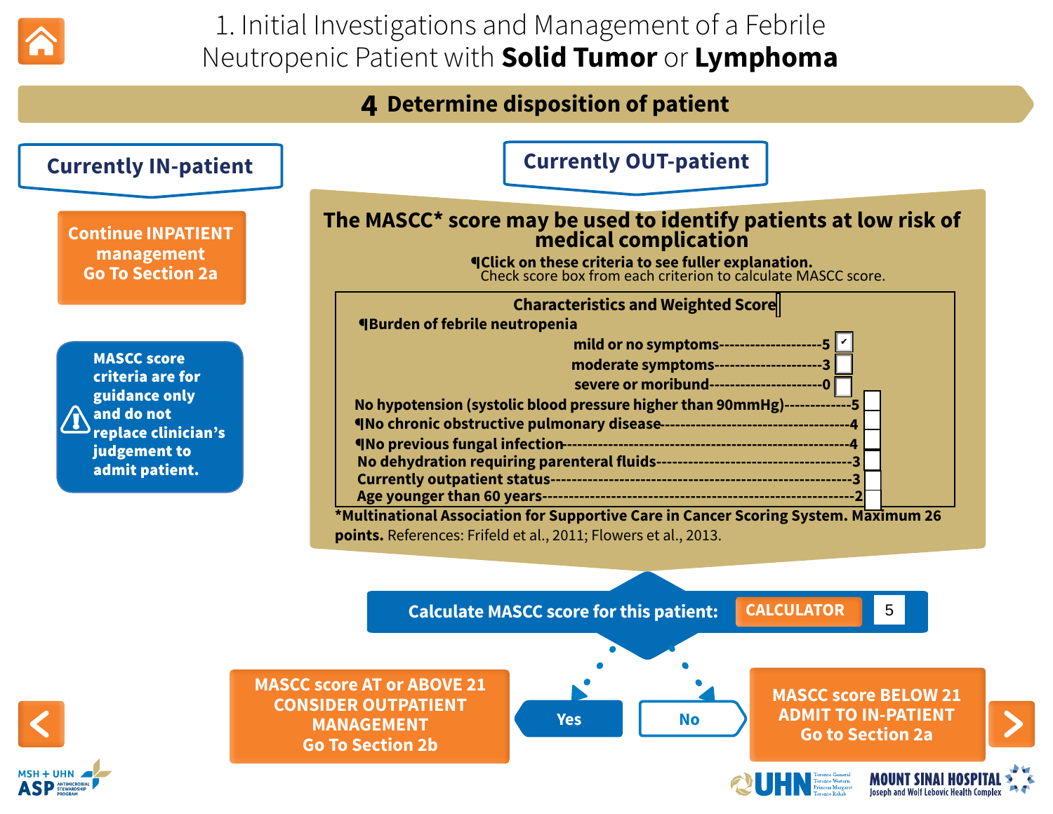# 1. Initial Investigations and Management of a Febrile Neutropenic Patient with **Solid Tumor** or **Lymphoma**

## 4 Determine disposition of patient

### Currently IN-patient

**Continue INPATIENT management**
**Go To Section 2a**

**MASCC score criteria are for guidance only and do not replace clinician's judgement to admit patient.**

### Currently OUT-patient

**The MASCC* score may be used to identify patients at low risk of medical complication**

**¶Click on these criteria to see fuller explanation.**
Check score box from each criterion to calculate MASCC score.

| Characteristics and Weighted Score | Score | |
|---|---|---|
| **¶Burden of febrile neutropenia** | | |
| mild or no symptoms | 5 | ☑ |
| moderate symptoms | 3 | ☐ |
| severe or moribund | 0 | ☐ |
| No hypotension (systolic blood pressure higher than 90mmHg) | 5 | ☐ |
| ¶No chronic obstructive pulmonary disease | 4 | ☐ |
| ¶No previous fungal infection | 4 | ☐ |
| No dehydration requiring parenteral fluids | 3 | ☐ |
| Currently outpatient status | 3 | ☐ |
| Age younger than 60 years | 2 | ☐ |

***Multinational Association for Supportive Care in Cancer Scoring System. Maximum 26 points.** References: Frifeld et al., 2011; Flowers et al., 2013.

**Calculate MASCC score for this patient:** CALCULATOR 5

**Yes** → **MASCC score AT or ABOVE 21 CONSIDER OUTPATIENT MANAGEMENT Go To Section 2b**

**No** → **MASCC score BELOW 21 ADMIT TO IN-PATIENT Go to Section 2a**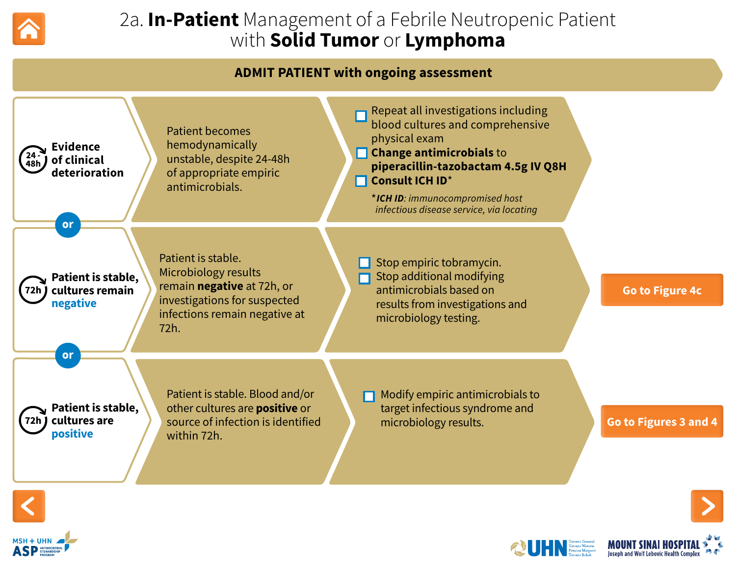# 2a. **In-Patient** Management of a Febrile Neutropenic Patient with **Solid Tumor** or **Lymphoma**

## ADMIT PATIENT with ongoing assessment

### 24-48h — Evidence of clinical deterioration

Patient becomes hemodynamically unstable, despite 24-48h of appropriate empiric antimicrobials.

- ☐ Repeat all investigations including blood cultures and comprehensive physical exam
- ☐ **Change antimicrobials** to **piperacillin-tazobactam 4.5g IV Q8H**
- ☐ **Consult ICH ID***

**\*ICH ID**: *immunocompromised host infectious disease service, via locating*

**or**

### 72h — Patient is stable, cultures remain negative

Patient is stable. Microbiology results remain **negative** at 72h, or investigations for suspected infections remain negative at 72h.

- ☐ Stop empiric tobramycin.
- ☐ Stop additional modifying antimicrobials based on results from investigations and microbiology testing.

**Go to Figure 4c**

**or**

### 72h — Patient is stable, cultures are positive

Patient is stable. Blood and/or other cultures are **positive** or source of infection is identified within 72h.

- ☐ Modify empiric antimicrobials to target infectious syndrome and microbiology results.

**Go to Figures 3 and 4**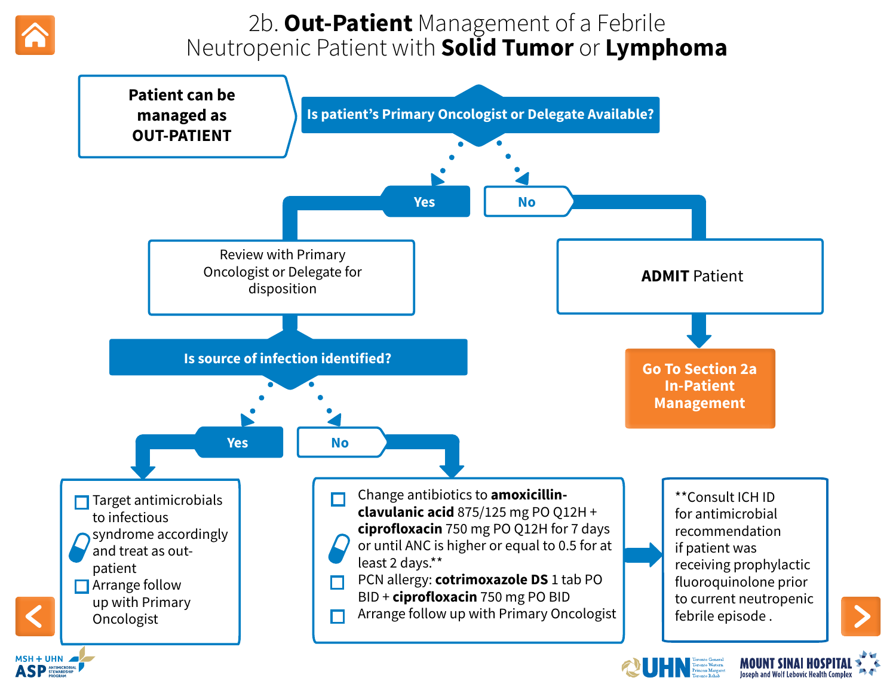# 2b. **Out-Patient** Management of a Febrile Neutropenic Patient with **Solid Tumor** or **Lymphoma**

**Patient can be managed as OUT-PATIENT**

**Is patient's Primary Oncologist or Delegate Available?**

- **Yes** → Review with Primary Oncologist or Delegate for disposition
  - **Is source of infection identified?**
    - **Yes** →
      - ☐ Target antimicrobials to infectious syndrome accordingly and treat as out-patient
      - ☐ Arrange follow up with Primary Oncologist
    - **No** →
      - ☐ Change antibiotics to **amoxicillin-clavulanic acid** 875/125 mg PO Q12H + **ciprofloxacin** 750 mg PO Q12H for 7 days or until ANC is higher or equal to 0.5 for at least 2 days.**
      - ☐ PCN allergy: **cotrimoxazole DS** 1 tab PO BID + **ciprofloxacin** 750 mg PO BID
      - ☐ Arrange follow up with Primary Oncologist

      **Consult ICH ID for antimicrobial recommendation if patient was receiving prophylactic fluoroquinolone prior to current neutropenic febrile episode .
- **No** → **ADMIT** Patient → **Go To Section 2a In-Patient Management**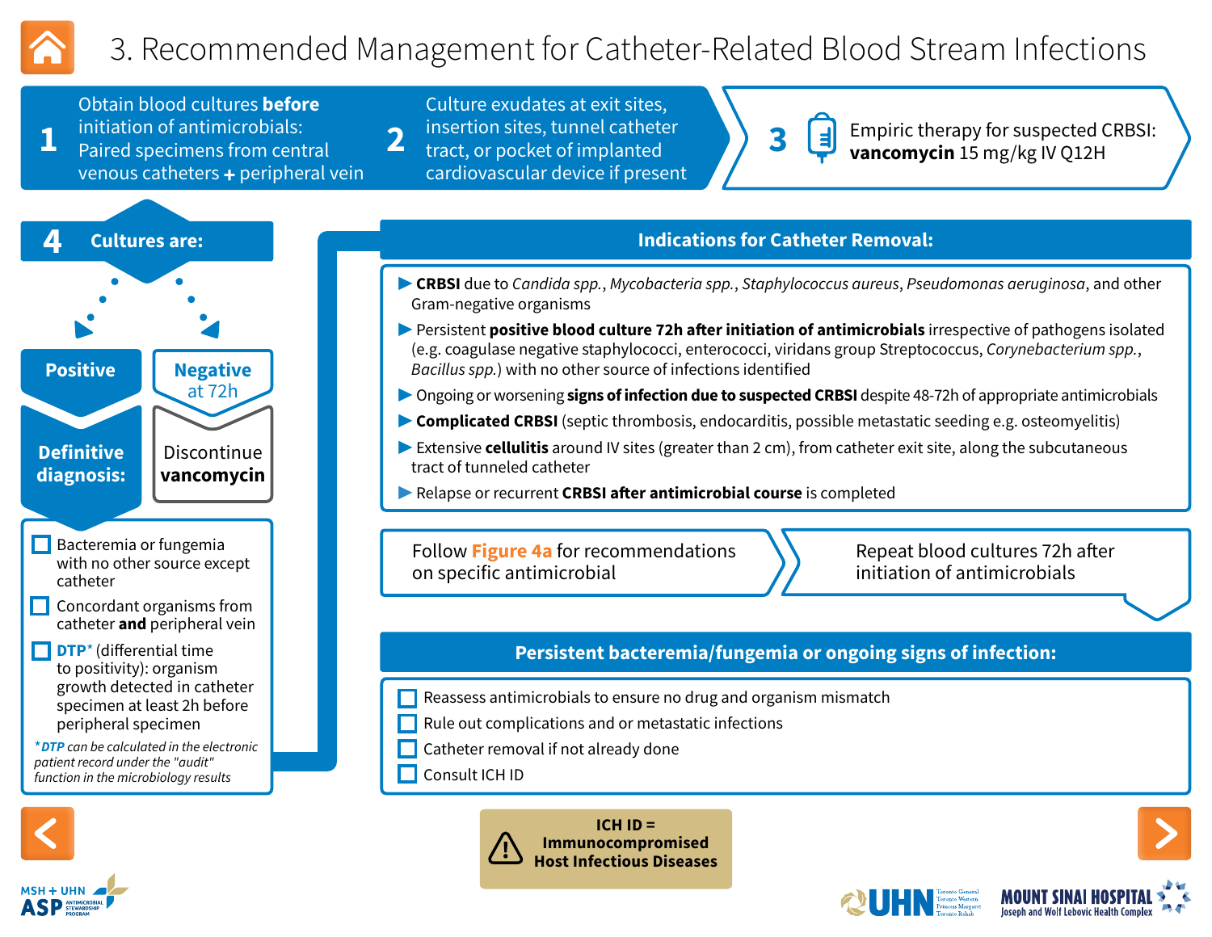# 3. Recommended Management for Catheter-Related Blood Stream Infections

**1** Obtain blood cultures **before** initiation of antimicrobials: Paired specimens from central venous catheters + peripheral vein

**2** Culture exudates at exit sites, insertion sites, tunnel catheter tract, or pocket of implanted cardiovascular device if present

**3** Empiric therapy for suspected CRBSI: **vancomycin** 15 mg/kg IV Q12H

**4 Cultures are:**

**Positive**

**Definitive diagnosis:**

- ☐ Bacteremia or fungemia with no other source except catheter
- ☐ Concordant organisms from catheter **and** peripheral vein
- ☐ **DTP*** (differential time to positivity): organism growth detected in catheter specimen at least 2h before peripheral specimen

*\*DTP can be calculated in the electronic patient record under the "audit" function in the microbiology results*

**Negative at 72h**

Discontinue **vancomycin**

## Indications for Catheter Removal:

- **CRBSI** due to *Candida spp.*, *Mycobacteria spp.*, *Staphylococcus aureus*, *Pseudomonas aeruginosa*, and other Gram-negative organisms
- Persistent **positive blood culture 72h after initiation of antimicrobials** irrespective of pathogens isolated (e.g. coagulase negative staphylococci, enterococci, viridans group Streptococcus, *Corynebacterium spp.*, *Bacillus spp.*) with no other source of infections identified
- Ongoing or worsening **signs of infection due to suspected CRBSI** despite 48-72h of appropriate antimicrobials
- **Complicated CRBSI** (septic thrombosis, endocarditis, possible metastatic seeding e.g. osteomyelitis)
- Extensive **cellulitis** around IV sites (greater than 2 cm), from catheter exit site, along the subcutaneous tract of tunneled catheter
- Relapse or recurrent **CRBSI after antimicrobial course** is completed

Follow **Figure 4a** for recommendations on specific antimicrobial

Repeat blood cultures 72h after initiation of antimicrobials

## Persistent bacteremia/fungemia or ongoing signs of infection:

- ☐ Reassess antimicrobials to ensure no drug and organism mismatch
- ☐ Rule out complications and or metastatic infections
- ☐ Catheter removal if not already done
- ☐ Consult ICH ID

**ICH ID = Immunocompromised Host Infectious Diseases**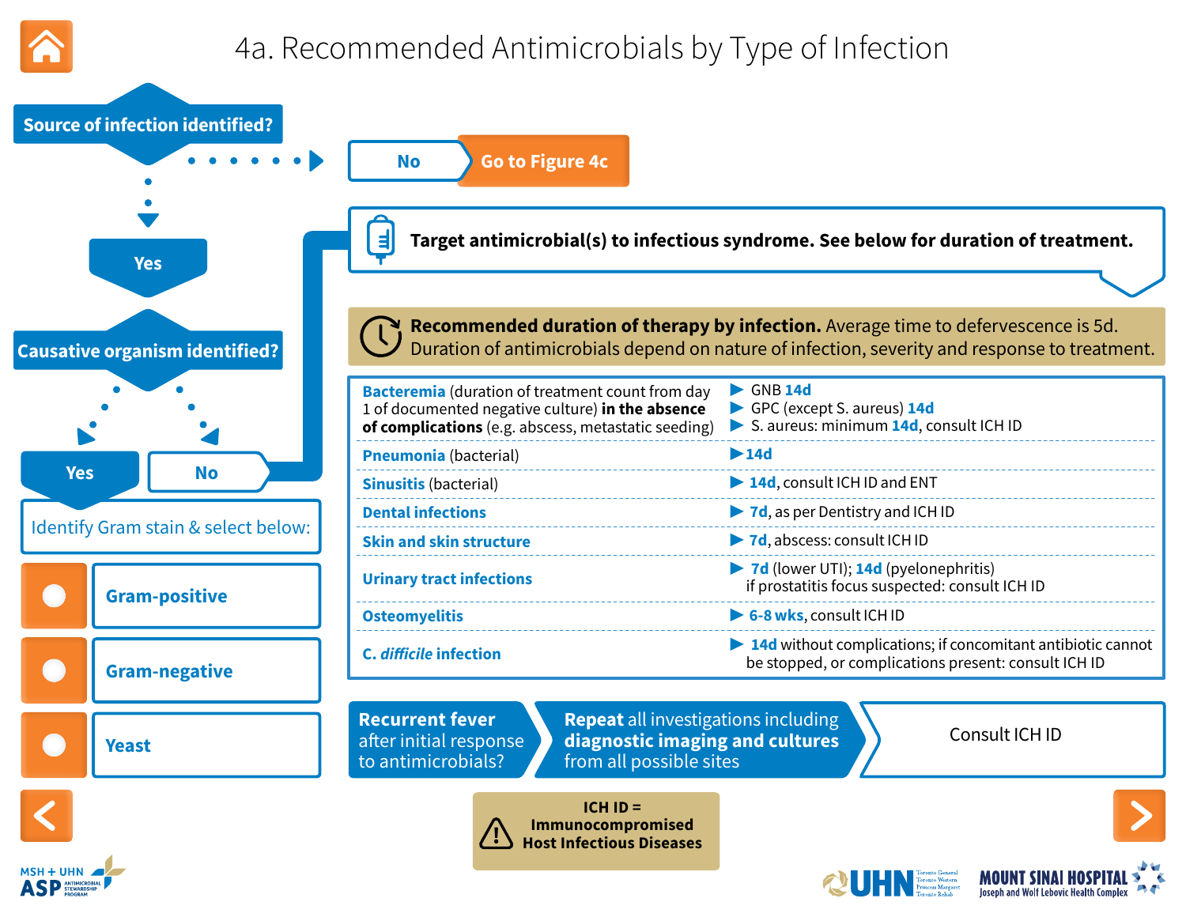# 4a. Recommended Antimicrobials by Type of Infection

**Source of infection identified?**

- **No** → **Go to Figure 4c**
- **Yes** → **Causative organism identified?**
  - **Yes** → Identify Gram stain & select below:
    - **Gram-positive**
    - **Gram-negative**
    - **Yeast**
  - **No** → **Target antimicrobial(s) to infectious syndrome. See below for duration of treatment.**

**Recommended duration of therapy by infection.** Average time to defervescence is 5d. Duration of antimicrobials depend on nature of infection, severity and response to treatment.

| Infection | Duration |
|---|---|
| **Bacteremia** (duration of treatment count from day 1 of documented negative culture) **in the absence of complications** (e.g. abscess, metastatic seeding) | ▶ GNB **14d**<br>▶ GPC (except S. aureus) **14d**<br>▶ S. aureus: minimum **14d**, consult ICH ID |
| **Pneumonia** (bacterial) | ▶ **14d** |
| **Sinusitis** (bacterial) | ▶ **14d**, consult ICH ID and ENT |
| **Dental infections** | ▶ **7d**, as per Dentistry and ICH ID |
| **Skin and skin structure** | ▶ **7d**, abscess: consult ICH ID |
| **Urinary tract infections** | ▶ **7d** (lower UTI); **14d** (pyelonephritis)<br>if prostatitis focus suspected: consult ICH ID |
| **Osteomyelitis** | ▶ **6-8 wks**, consult ICH ID |
| **C. *difficile* infection** | ▶ **14d** without complications; if concomitant antibiotic cannot be stopped, or complications present: consult ICH ID |

**Recurrent fever** after initial response to antimicrobials? → **Repeat** all investigations including **diagnostic imaging and cultures** from all possible sites → Consult ICH ID

**ICH ID = Immunocompromised Host Infectious Diseases**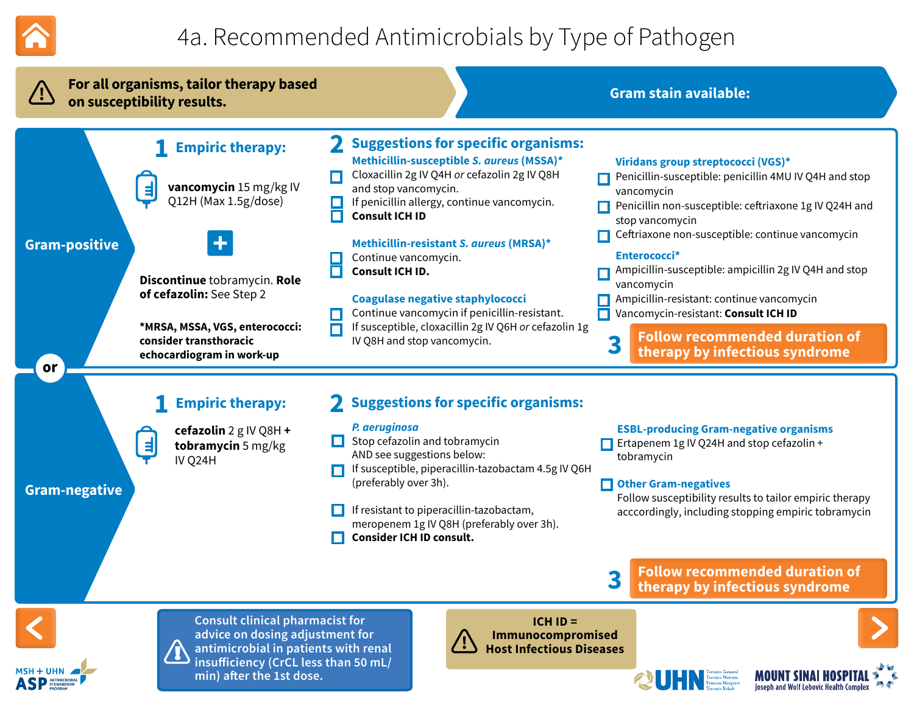# 4a. Recommended Antimicrobials by Type of Pathogen

**For all organisms, tailor therapy based on susceptibility results.**

**Gram stain available:**

## Gram-positive

### 1 Empiric therapy:

**vancomycin** 15 mg/kg IV Q12H (Max 1.5g/dose)

+

**Discontinue** tobramycin. **Role of cefazolin:** See Step 2

**\*MRSA, MSSA, VGS, enterococci: consider transthoracic echocardiogram in work-up**

### 2 Suggestions for specific organisms:

**Methicillin-susceptible *S. aureus* (MSSA)***

- ☐ Cloxacillin 2g IV Q4H *or* cefazolin 2g IV Q8H and stop vancomycin.
- ☐ If penicillin allergy, continue vancomycin.
- ☐ **Consult ICH ID**

**Methicillin-resistant *S. aureus* (MRSA)***

- ☐ Continue vancomycin.
- ☐ **Consult ICH ID.**

**Coagulase negative staphylococci**

- ☐ Continue vancomycin if penicillin-resistant.
- ☐ If susceptible, cloxacillin 2g IV Q6H *or* cefazolin 1g IV Q8H and stop vancomycin.

**Viridans group streptococci (VGS)***

- ☐ Penicillin-susceptible: penicillin 4MU IV Q4H and stop vancomycin
- ☐ Penicillin non-susceptible: ceftriaxone 1g IV Q24H and stop vancomycin
- ☐ Ceftriaxone non-susceptible: continue vancomycin

**Enterococci***

- ☐ Ampicillin-susceptible: ampicillin 2g IV Q4H and stop vancomycin
- ☐ Ampicillin-resistant: continue vancomycin
- ☐ Vancomycin-resistant: **Consult ICH ID**

### 3 Follow recommended duration of therapy by infectious syndrome

**or**

## Gram-negative

### 1 Empiric therapy:

**cefazolin** 2 g IV Q8H + **tobramycin** 5 mg/kg IV Q24H

### 2 Suggestions for specific organisms:

***P. aeruginosa***

- ☐ Stop cefazolin and tobramycin AND see suggestions below:
- ☐ If susceptible, piperacillin-tazobactam 4.5g IV Q6H (preferably over 3h).
- ☐ If resistant to piperacillin-tazobactam, meropenem 1g IV Q8H (preferably over 3h).
- ☐ **Consider ICH ID consult.**

**ESBL-producing Gram-negative organisms**

- ☐ Ertapenem 1g IV Q24H and stop cefazolin + tobramycin

☐ **Other Gram-negatives**

Follow susceptibility results to tailor empiric therapy acccordingly, including stopping empiric tobramycin

### 3 Follow recommended duration of therapy by infectious syndrome

Consult clinical pharmacist for advice on dosing adjustment for antimicrobial in patients with renal insufficiency (CrCL less than 50 mL/min) after the 1st dose.

**ICH ID = Immunocompromised Host Infectious Diseases**

MSH + UHN ASP Antimicrobial Stewardship Program

UHN Toronto General, Toronto Western, Princess Margaret, Toronto Rehab

MOUNT SINAI HOSPITAL Joseph and Wolf Lebovic Health Complex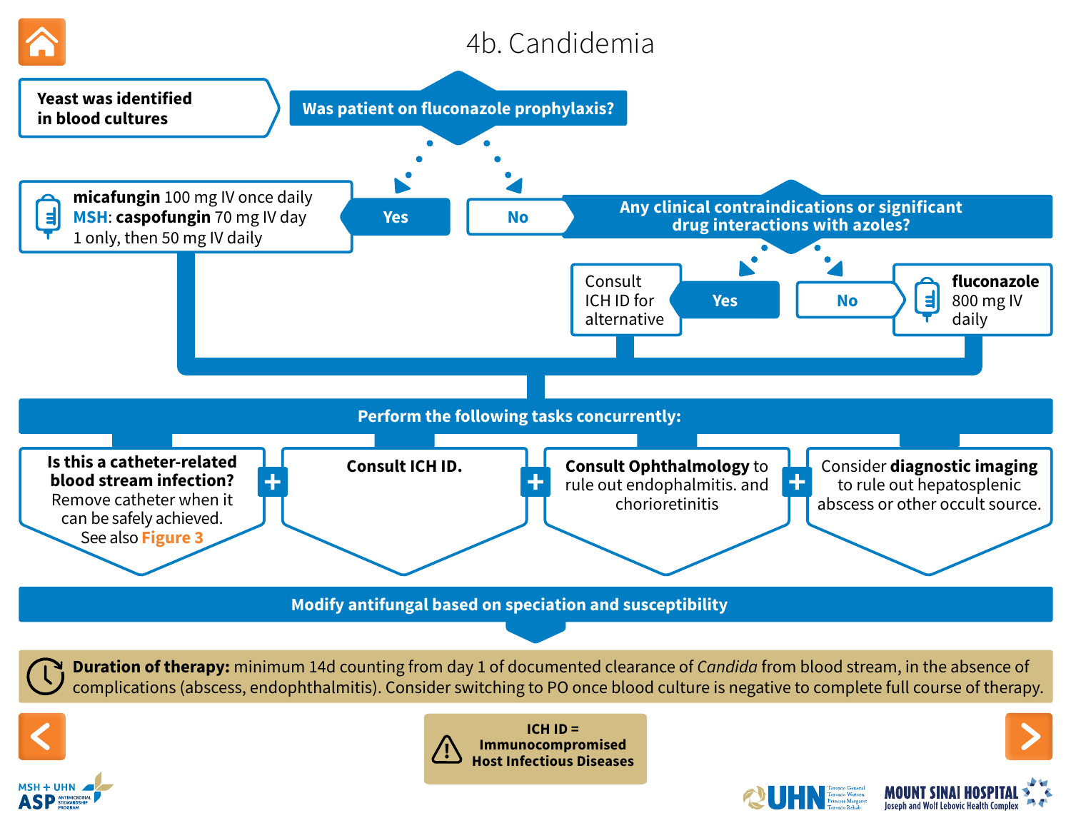# 4b. Candidemia

**Yeast was identified in blood cultures**

**Was patient on fluconazole prophylaxis?**

- **Yes** → **micafungin** 100 mg IV once daily
  **MSH**: **caspofungin** 70 mg IV day 1 only, then 50 mg IV daily
- **No** → **Any clinical contraindications or significant drug interactions with azoles?**
  - **Yes** → Consult ICH ID for alternative
  - **No** → **fluconazole** 800 mg IV daily

**Perform the following tasks concurrently:**

- **Is this a catheter-related blood stream infection?** Remove catheter when it can be safely achieved. See also Figure 3
- **+ Consult ICH ID.**
- **+ Consult Ophthalmology** to rule out endophalmitis. and chorioretinitis
- **+** Consider **diagnostic imaging** to rule out hepatosplenic abscess or other occult source.

**Modify antifungal based on speciation and susceptibility**

**Duration of therapy:** minimum 14d counting from day 1 of documented clearance of *Candida* from blood stream, in the absence of complications (abscess, endophthalmitis). Consider switching to PO once blood culture is negative to complete full course of therapy.

**ICH ID = Immunocompromised Host Infectious Diseases**

MSH + UHN ASP Antimicrobial Stewardship Program

UHN Toronto General Toronto Western Princess Margaret Toronto Rehab

MOUNT SINAI HOSPITAL Joseph and Wolf Lebovic Health Complex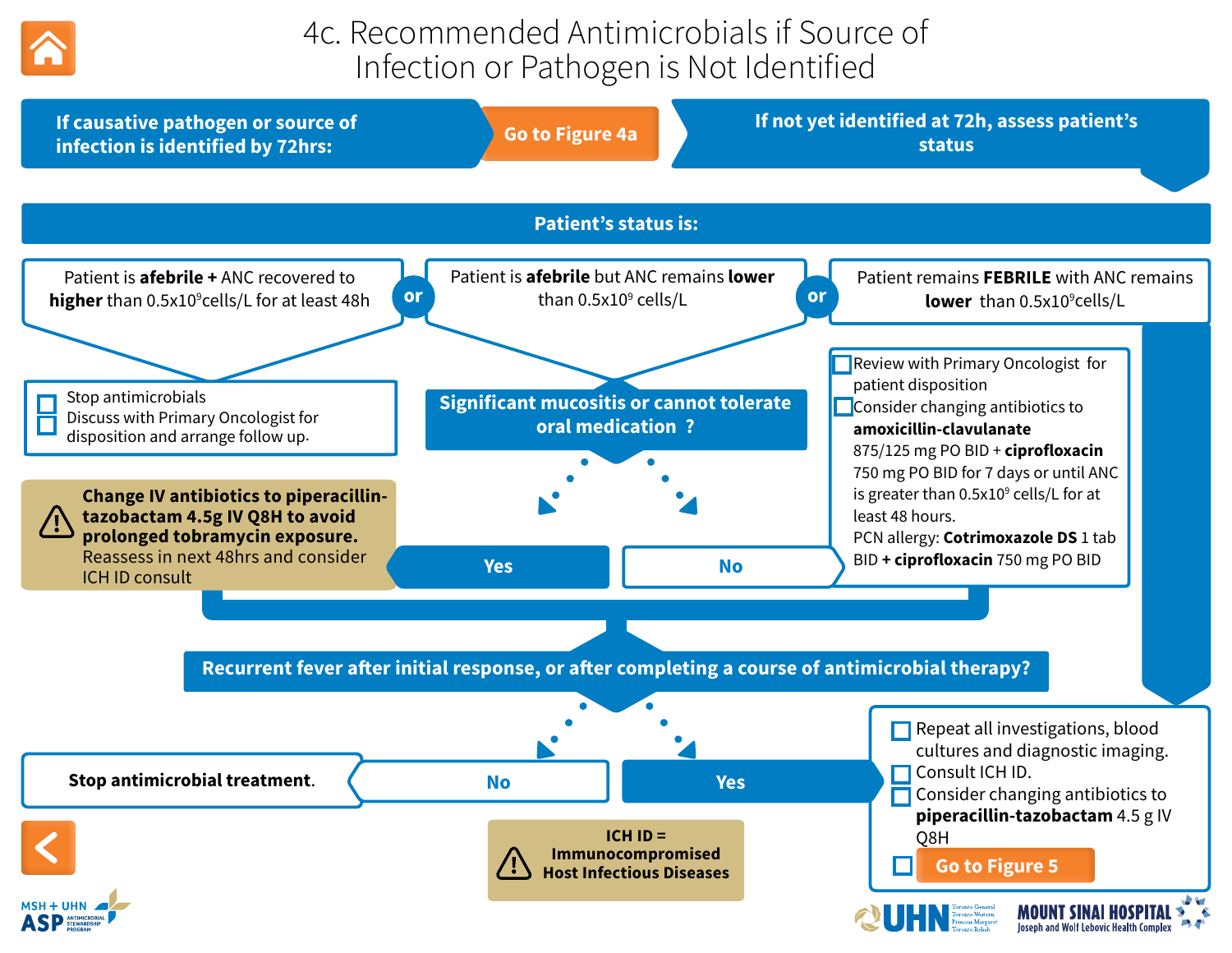# 4c. Recommended Antimicrobials if Source of Infection or Pathogen is Not Identified

**If causative pathogen or source of infection is identified by 72hrs:** Go to Figure 4a

**If not yet identified at 72h, assess patient's status**

## Patient's status is:

**Patient is afebrile + ANC recovered to higher than 0.5x10$^9$cells/L for at least 48h**

- ☐ Stop antimicrobials
- ☐ Discuss with Primary Oncologist for disposition and arrange follow up.

**or**

**Patient is afebrile but ANC remains lower than 0.5x10$^9$ cells/L**

**Significant mucositis or cannot tolerate oral medication ?**

- **Yes:**
  - ⚠ **Change IV antibiotics to piperacillin-tazobactam 4.5g IV Q8H to avoid prolonged tobramycin exposure.** Reassess in next 48hrs and consider ICH ID consult
- **No:**
  - ☐ Review with Primary Oncologist for patient disposition
  - ☐ Consider changing antibiotics to **amoxicillin-clavulanate** 875/125 mg PO BID + **ciprofloxacin** 750 mg PO BID for 7 days or until ANC is greater than 0.5x10$^9$ cells/L for at least 48 hours.
  - PCN allergy: **Cotrimoxazole DS** 1 tab BID **+ ciprofloxacin** 750 mg PO BID

**or**

**Patient remains FEBRILE with ANC remains lower than 0.5x10$^9$cells/L**

- ☐ Repeat all investigations, blood cultures and diagnostic imaging.
- ☐ Consult ICH ID.
- ☐ Consider changing antibiotics to **piperacillin-tazobactam** 4.5 g IV Q8H
- ☐ Go to Figure 5

**Recurrent fever after initial response, or after completing a course of antimicrobial therapy?**

- **No:** **Stop antimicrobial treatment.**
- **Yes:**
  - ☐ Repeat all investigations, blood cultures and diagnostic imaging.
  - ☐ Consult ICH ID.
  - ☐ Consider changing antibiotics to **piperacillin-tazobactam** 4.5 g IV Q8H
  - ☐ Go to Figure 5

⚠ **ICH ID = Immunocompromised Host Infectious Diseases**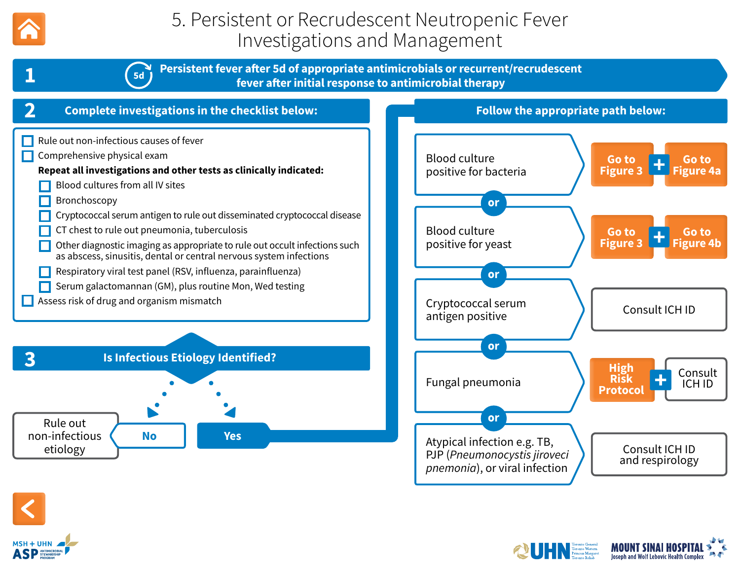# 5. Persistent or Recrudescent Neutropenic Fever Investigations and Management

## 1

5d

**Persistent fever after 5d of appropriate antimicrobials or recurrent/recrudescent fever after initial response to antimicrobial therapy**

## 2 Complete investigations in the checklist below:

- ☐ Rule out non-infectious causes of fever
- ☐ Comprehensive physical exam

**Repeat all investigations and other tests as clinically indicated:**

- ☐ Blood cultures from all IV sites
- ☐ Bronchoscopy
- ☐ Cryptococcal serum antigen to rule out disseminated cryptococcal disease
- ☐ CT chest to rule out pneumonia, tuberculosis
- ☐ Other diagnostic imaging as appropriate to rule out occult infections such as abscess, sinusitis, dental or central nervous system infections
- ☐ Respiratory viral test panel (RSV, influenza, parainfluenza)
- ☐ Serum galactomannan (GM), plus routine Mon, Wed testing

- ☐ Assess risk of drug and organism mismatch

## 3 Is Infectious Etiology Identified?

- **No** → Rule out non-infectious etiology
- **Yes** → Follow the appropriate path below:

## Follow the appropriate path below:

- Blood culture positive for bacteria → Go to Figure 3 + Go to Figure 4a

or

- Blood culture positive for yeast → Go to Figure 3 + Go to Figure 4b

or

- Cryptococcal serum antigen positive → Consult ICH ID

or

- Fungal pneumonia → High Risk Protocol + Consult ICH ID

or

- Atypical infection e.g. TB, PJP (*Pneumonocystis jiroveci pnemonia*), or viral infection → Consult ICH ID and respirology

MSH + UHN ASP Antimicrobial Stewardship Program

UHN Toronto General, Toronto Western, Princess Margaret, Toronto Rehab

MOUNT SINAI HOSPITAL Joseph and Wolf Lebovic Health Complex